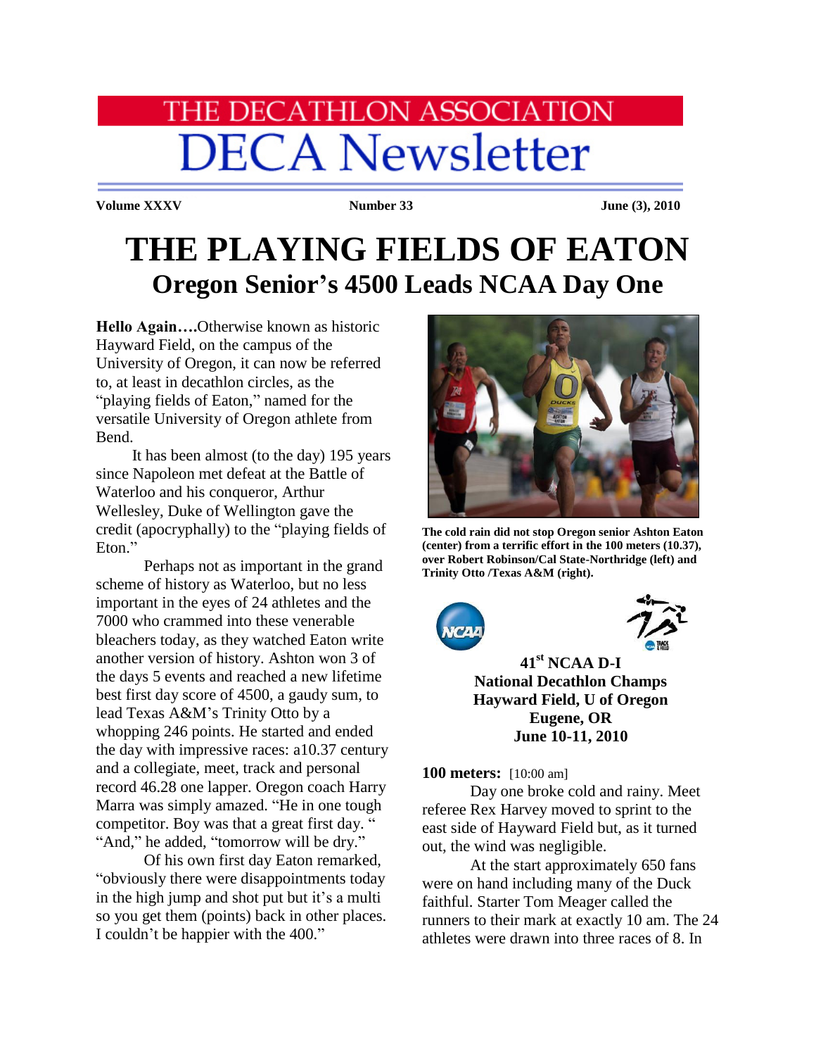# THE DECATHLON ASSOCIATION
# DECA Newsletter

**Volume XXXV** | **Number 33** | **June (3), 2010**

# THE PLAYING FIELDS OF EATON
## Oregon Senior's 4500 Leads NCAA Day One

**Hello Again….**Otherwise known as historic Hayward Field, on the campus of the University of Oregon, it can now be referred to, at least in decathlon circles, as the "playing fields of Eaton," named for the versatile University of Oregon athlete from Bend.

It has been almost (to the day) 195 years since Napoleon met defeat at the Battle of Waterloo and his conqueror, Arthur Wellesley, Duke of Wellington gave the credit (apocryphally) to the "playing fields of Eton."

Perhaps not as important in the grand scheme of history as Waterloo, but no less important in the eyes of 24 athletes and the 7000 who crammed into these venerable bleachers today, as they watched Eaton write another version of history. Ashton won 3 of the days 5 events and reached a new lifetime best first day score of 4500, a gaudy sum, to lead Texas A&M's Trinity Otto by a whopping 246 points. He started and ended the day with impressive races: a10.37 century and a collegiate, meet, track and personal record 46.28 one lapper. Oregon coach Harry Marra was simply amazed. "He in one tough competitor. Boy was that a great first day. " "And," he added, "tomorrow will be dry."

Of his own first day Eaton remarked, "obviously there were disappointments today in the high jump and shot put but it's a multi so you get them (points) back in other places. I couldn't be happier with the 400."

The cold rain did not stop Oregon senior Ashton Eaton (center) from a terrific effort in the 100 meters (10.37), over Robert Robinson/Cal State-Northridge (left) and Trinity Otto /Texas A&M (right).

**41st NCAA D-I**
**National Decathlon Champs**
**Hayward Field, U of Oregon**
**Eugene, OR**
**June 10-11, 2010**

**100 meters:** [10:00 am]

Day one broke cold and rainy. Meet referee Rex Harvey moved to sprint to the east side of Hayward Field but, as it turned out, the wind was negligible.

At the start approximately 650 fans were on hand including many of the Duck faithful. Starter Tom Meager called the runners to their mark at exactly 10 am. The 24 athletes were drawn into three races of 8. In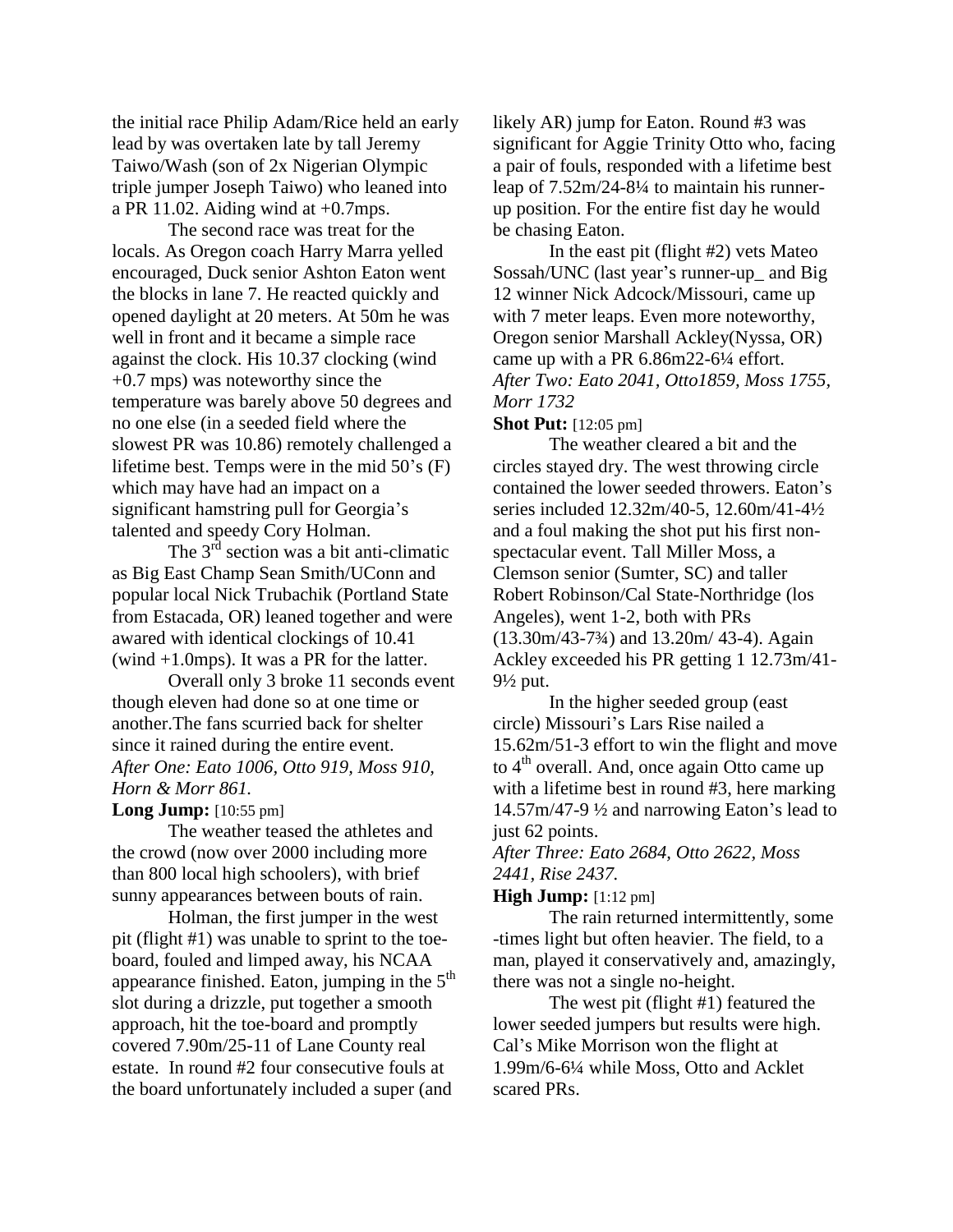the initial race Philip Adam/Rice held an early lead by was overtaken late by tall Jeremy Taiwo/Wash (son of 2x Nigerian Olympic triple jumper Joseph Taiwo) who leaned into a PR 11.02. Aiding wind at +0.7mps.

The second race was treat for the locals. As Oregon coach Harry Marra yelled encouraged, Duck senior Ashton Eaton went the blocks in lane 7. He reacted quickly and opened daylight at 20 meters. At 50m he was well in front and it became a simple race against the clock. His 10.37 clocking (wind +0.7 mps) was noteworthy since the temperature was barely above 50 degrees and no one else (in a seeded field where the slowest PR was 10.86) remotely challenged a lifetime best. Temps were in the mid 50's (F) which may have had an impact on a significant hamstring pull for Georgia's talented and speedy Cory Holman.

The 3rd section was a bit anti-climatic as Big East Champ Sean Smith/UConn and popular local Nick Trubachik (Portland State from Estacada, OR) leaned together and were awared with identical clockings of 10.41 (wind +1.0mps). It was a PR for the latter.

Overall only 3 broke 11 seconds event though eleven had done so at one time or another.The fans scurried back for shelter since it rained during the entire event.

*After One: Eato 1006, Otto 919, Moss 910, Horn & Morr 861.*

**Long Jump:** [10:55 pm]

The weather teased the athletes and the crowd (now over 2000 including more than 800 local high schoolers), with brief sunny appearances between bouts of rain.

Holman, the first jumper in the west pit (flight #1) was unable to sprint to the toe-board, fouled and limped away, his NCAA appearance finished. Eaton, jumping in the 5th slot during a drizzle, put together a smooth approach, hit the toe-board and promptly covered 7.90m/25-11 of Lane County real estate. In round #2 four consecutive fouls at the board unfortunately included a super (and likely AR) jump for Eaton. Round #3 was significant for Aggie Trinity Otto who, facing a pair of fouls, responded with a lifetime best leap of 7.52m/24-8¼ to maintain his runner-up position. For the entire fist day he would be chasing Eaton.

In the east pit (flight #2) vets Mateo Sossah/UNC (last year's runner-up_ and Big 12 winner Nick Adcock/Missouri, came up with 7 meter leaps. Even more noteworthy, Oregon senior Marshall Ackley(Nyssa, OR) came up with a PR 6.86m22-6¼ effort.

*After Two: Eato 2041, Otto1859, Moss 1755, Morr 1732*

**Shot Put:** [12:05 pm]

The weather cleared a bit and the circles stayed dry. The west throwing circle contained the lower seeded throwers. Eaton's series included 12.32m/40-5, 12.60m/41-4½ and a foul making the shot put his first non-spectacular event. Tall Miller Moss, a Clemson senior (Sumter, SC) and taller Robert Robinson/Cal State-Northridge (los Angeles), went 1-2, both with PRs (13.30m/43-7¾) and 13.20m/ 43-4). Again Ackley exceeded his PR getting 1 12.73m/41-9½ put.

In the higher seeded group (east circle) Missouri's Lars Rise nailed a 15.62m/51-3 effort to win the flight and move to 4th overall. And, once again Otto came up with a lifetime best in round #3, here marking 14.57m/47-9 ½ and narrowing Eaton's lead to just 62 points.

*After Three: Eato 2684, Otto 2622, Moss 2441, Rise 2437.*

**High Jump:** [1:12 pm]

The rain returned intermittently, some -times light but often heavier. The field, to a man, played it conservatively and, amazingly, there was not a single no-height.

The west pit (flight #1) featured the lower seeded jumpers but results were high. Cal's Mike Morrison won the flight at 1.99m/6-6¼ while Moss, Otto and Acklet scared PRs.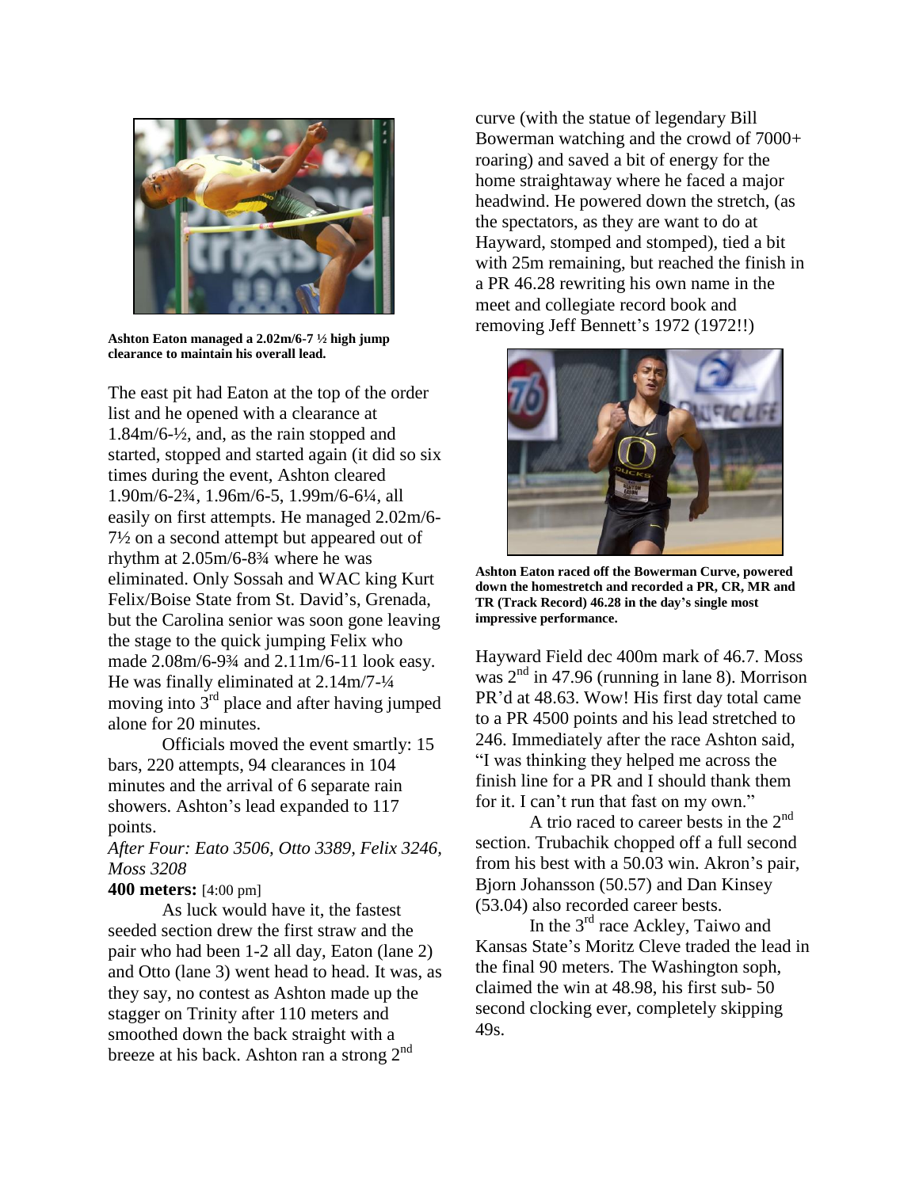**Ashton Eaton managed a 2.02m/6-7 ½ high jump clearance to maintain his overall lead.**

The east pit had Eaton at the top of the order list and he opened with a clearance at 1.84m/6-½, and, as the rain stopped and started, stopped and started again (it did so six times during the event, Ashton cleared 1.90m/6-2¾, 1.96m/6-5, 1.99m/6-6¼, all easily on first attempts. He managed 2.02m/6-7½ on a second attempt but appeared out of rhythm at 2.05m/6-8¾ where he was eliminated. Only Sossah and WAC king Kurt Felix/Boise State from St. David's, Grenada, but the Carolina senior was soon gone leaving the stage to the quick jumping Felix who made 2.08m/6-9¾ and 2.11m/6-11 look easy. He was finally eliminated at 2.14m/7-¼ moving into 3rd place and after having jumped alone for 20 minutes.

Officials moved the event smartly: 15 bars, 220 attempts, 94 clearances in 104 minutes and the arrival of 6 separate rain showers. Ashton's lead expanded to 117 points.

*After Four: Eato 3506, Otto 3389, Felix 3246, Moss 3208*

**400 meters:** [4:00 pm]

As luck would have it, the fastest seeded section drew the first straw and the pair who had been 1-2 all day, Eaton (lane 2) and Otto (lane 3) went head to head. It was, as they say, no contest as Ashton made up the stagger on Trinity after 110 meters and smoothed down the back straight with a breeze at his back. Ashton ran a strong 2nd curve (with the statue of legendary Bill Bowerman watching and the crowd of 7000+ roaring) and saved a bit of energy for the home straightaway where he faced a major headwind. He powered down the stretch, (as the spectators, as they are want to do at Hayward, stomped and stomped), tied a bit with 25m remaining, but reached the finish in a PR 46.28 rewriting his own name in the meet and collegiate record book and removing Jeff Bennett's 1972 (1972!!) Hayward Field dec 400m mark of 46.7. Moss was 2nd in 47.96 (running in lane 8). Morrison PR'd at 48.63. Wow! His first day total came to a PR 4500 points and his lead stretched to 246. Immediately after the race Ashton said, "I was thinking they helped me across the finish line for a PR and I should thank them for it. I can't run that fast on my own."

**Ashton Eaton raced off the Bowerman Curve, powered down the homestretch and recorded a PR, CR, MR and TR (Track Record) 46.28 in the day's single most impressive performance.**

A trio raced to career bests in the 2nd section. Trubachik chopped off a full second from his best with a 50.03 win. Akron's pair, Bjorn Johansson (50.57) and Dan Kinsey (53.04) also recorded career bests.

In the 3rd race Ackley, Taiwo and Kansas State's Moritz Cleve traded the lead in the final 90 meters. The Washington soph, claimed the win at 48.98, his first sub- 50 second clocking ever, completely skipping 49s.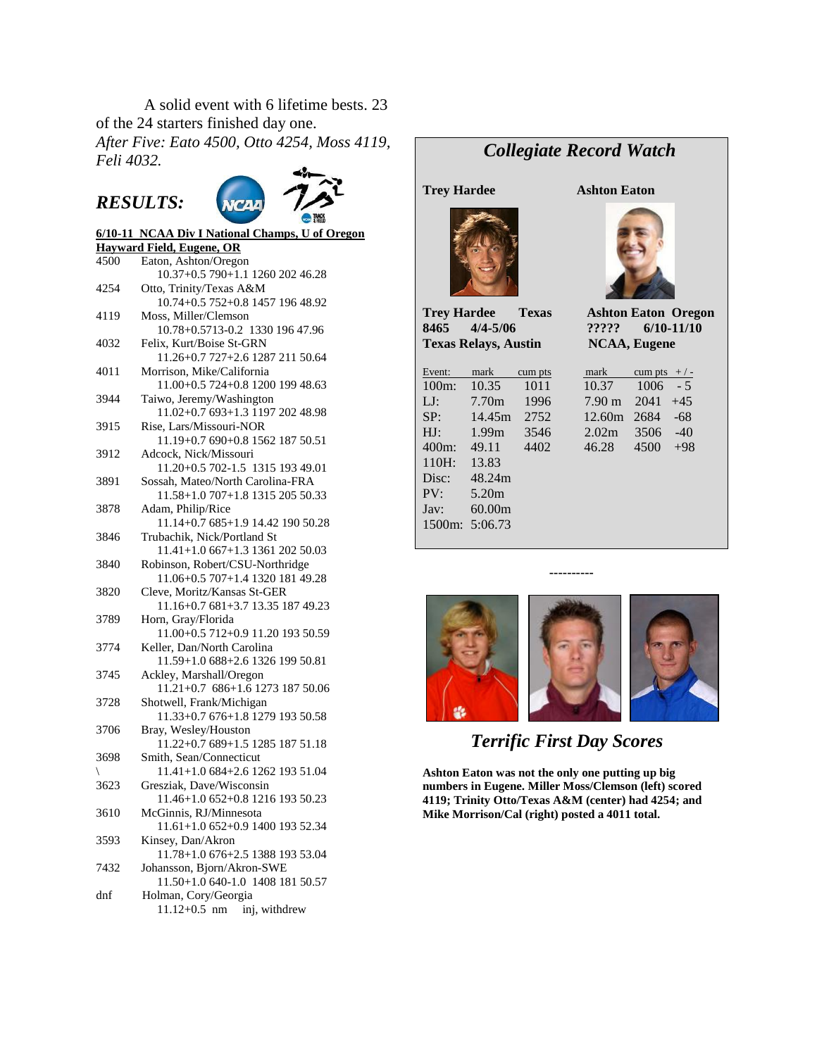A solid event with 6 lifetime bests. 23 of the 24 starters finished day one.

*After Five: Eato 4500, Otto 4254, Moss 4119, Feli 4032.*

## *RESULTS:*

**6/10-11 NCAA Div I National Champs, U of Oregon**
**Hayward Field, Eugene, OR**

| | |
|---|---|
| 4500 | Eaton, Ashton/Oregon<br>10.37+0.5 790+1.1 1260 202 46.28 |
| 4254 | Otto, Trinity/Texas A&M<br>10.74+0.5 752+0.8 1457 196 48.92 |
| 4119 | Moss, Miller/Clemson<br>10.78+0.5713-0.2 1330 196 47.96 |
| 4032 | Felix, Kurt/Boise St-GRN<br>11.26+0.7 727+2.6 1287 211 50.64 |
| 4011 | Morrison, Mike/California<br>11.00+0.5 724+0.8 1200 199 48.63 |
| 3944 | Taiwo, Jeremy/Washington<br>11.02+0.7 693+1.3 1197 202 48.98 |
| 3915 | Rise, Lars/Missouri-NOR<br>11.19+0.7 690+0.8 1562 187 50.51 |
| 3912 | Adcock, Nick/Missouri<br>11.20+0.5 702-1.5 1315 193 49.01 |
| 3891 | Sossah, Mateo/North Carolina-FRA<br>11.58+1.0 707+1.8 1315 205 50.33 |
| 3878 | Adam, Philip/Rice<br>11.14+0.7 685+1.9 14.42 190 50.28 |
| 3846 | Trubachik, Nick/Portland St<br>11.41+1.0 667+1.3 1361 202 50.03 |
| 3840 | Robinson, Robert/CSU-Northridge<br>11.06+0.5 707+1.4 1320 181 49.28 |
| 3820 | Cleve, Moritz/Kansas St-GER<br>11.16+0.7 681+3.7 13.35 187 49.23 |
| 3789 | Horn, Gray/Florida<br>11.00+0.5 712+0.9 11.20 193 50.59 |
| 3774 | Keller, Dan/North Carolina<br>11.59+1.0 688+2.6 1326 199 50.81 |
| 3745 | Ackley, Marshall/Oregon<br>11.21+0.7 686+1.6 1273 187 50.06 |
| 3728 | Shotwell, Frank/Michigan<br>11.33+0.7 676+1.8 1279 193 50.58 |
| 3706 | Bray, Wesley/Houston<br>11.22+0.7 689+1.5 1285 187 51.18 |
| 3698 | Smith, Sean/Connecticut |
| \ | 11.41+1.0 684+2.6 1262 193 51.04 |
| 3623 | Gresziak, Dave/Wisconsin<br>11.46+1.0 652+0.8 1216 193 50.23 |
| 3610 | McGinnis, RJ/Minnesota<br>11.61+1.0 652+0.9 1400 193 52.34 |
| 3593 | Kinsey, Dan/Akron<br>11.78+1.0 676+2.5 1388 193 53.04 |
| 7432 | Johansson, Bjorn/Akron-SWE<br>11.50+1.0 640-1.0 1408 181 50.57 |
| dnf | Holman, Cory/Georgia<br>11.12+0.5 nm inj, withdrew |

## *Collegiate Record Watch*

**Trey Hardee** **Ashton Eaton**

**Trey Hardee Texas**
**8465 4/4-5/06**
**Texas Relays, Austin**

**Ashton Eaton Oregon**
**????? 6/10-11/10**
**NCAA, Eugene**

| Event: | mark | cum pts | mark | cum pts | + / - |
|---|---|---|---|---|---|
| 100m: | 10.35 | 1011 | 10.37 | 1006 | - 5 |
| LJ: | 7.70m | 1996 | 7.90 m | 2041 | +45 |
| SP: | 14.45m | 2752 | 12.60m | 2684 | -68 |
| HJ: | 1.99m | 3546 | 2.02m | 3506 | -40 |
| 400m: | 49.11 | 4402 | 46.28 | 4500 | +98 |
| 110H: | 13.83 | | | | |
| Disc: | 48.24m | | | | |
| PV: | 5.20m | | | | |
| Jav: | 60.00m | | | | |
| 1500m: | 5:06.73 | | | | |

----------

## *Terrific First Day Scores*

**Ashton Eaton was not the only one putting up big numbers in Eugene. Miller Moss/Clemson (left) scored 4119; Trinity Otto/Texas A&M (center) had 4254; and Mike Morrison/Cal (right) posted a 4011 total.**